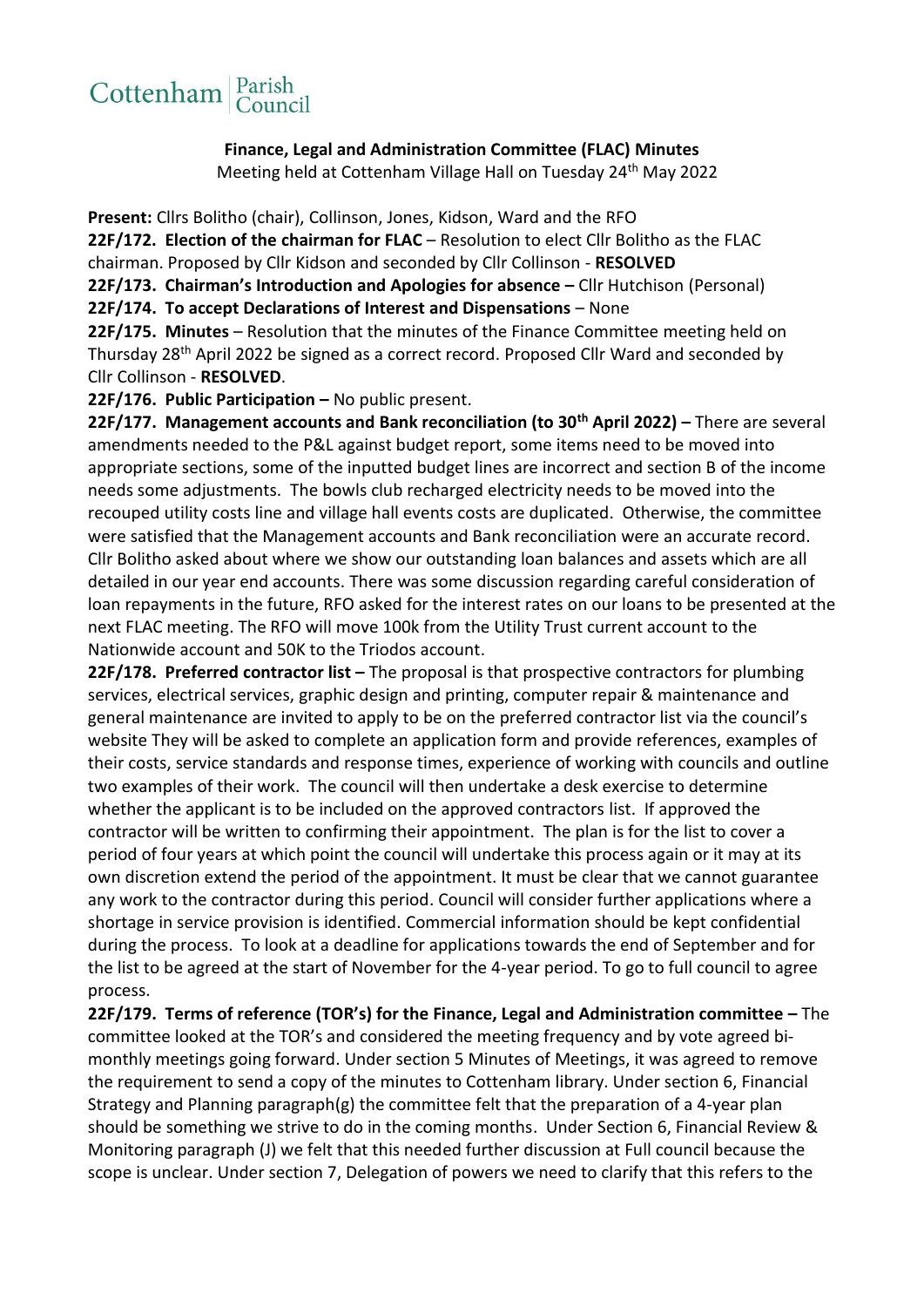Cottenham Parish Council

**Finance, Legal and Administration Committee (FLAC) Minutes**

Meeting held at Cottenham Village Hall on Tuesday 24th May 2022

**Present:** Cllrs Bolitho (chair), Collinson, Jones, Kidson, Ward and the RFO

**22F/172. Election of the chairman for FLAC** – Resolution to elect Cllr Bolitho as the FLAC chairman. Proposed by Cllr Kidson and seconded by Cllr Collinson - **RESOLVED**

**22F/173. Chairman's Introduction and Apologies for absence –** Cllr Hutchison (Personal)

**22F/174. To accept Declarations of Interest and Dispensations** – None

**22F/175. Minutes** – Resolution that the minutes of the Finance Committee meeting held on Thursday 28th April 2022 be signed as a correct record. Proposed Cllr Ward and seconded by Cllr Collinson - **RESOLVED**.

**22F/176. Public Participation –** No public present.

**22F/177. Management accounts and Bank reconciliation (to 30th April 2022) –** There are several amendments needed to the P&L against budget report, some items need to be moved into appropriate sections, some of the inputted budget lines are incorrect and section B of the income needs some adjustments. The bowls club recharged electricity needs to be moved into the recouped utility costs line and village hall events costs are duplicated. Otherwise, the committee were satisfied that the Management accounts and Bank reconciliation were an accurate record. Cllr Bolitho asked about where we show our outstanding loan balances and assets which are all detailed in our year end accounts. There was some discussion regarding careful consideration of loan repayments in the future, RFO asked for the interest rates on our loans to be presented at the next FLAC meeting. The RFO will move 100k from the Utility Trust current account to the Nationwide account and 50K to the Triodos account.

**22F/178. Preferred contractor list –** The proposal is that prospective contractors for plumbing services, electrical services, graphic design and printing, computer repair & maintenance and general maintenance are invited to apply to be on the preferred contractor list via the council's website They will be asked to complete an application form and provide references, examples of their costs, service standards and response times, experience of working with councils and outline two examples of their work. The council will then undertake a desk exercise to determine whether the applicant is to be included on the approved contractors list. If approved the contractor will be written to confirming their appointment. The plan is for the list to cover a period of four years at which point the council will undertake this process again or it may at its own discretion extend the period of the appointment. It must be clear that we cannot guarantee any work to the contractor during this period. Council will consider further applications where a shortage in service provision is identified. Commercial information should be kept confidential during the process. To look at a deadline for applications towards the end of September and for the list to be agreed at the start of November for the 4-year period. To go to full council to agree process.

**22F/179. Terms of reference (TOR's) for the Finance, Legal and Administration committee –** The committee looked at the TOR's and considered the meeting frequency and by vote agreed bi-monthly meetings going forward. Under section 5 Minutes of Meetings, it was agreed to remove the requirement to send a copy of the minutes to Cottenham library. Under section 6, Financial Strategy and Planning paragraph(g) the committee felt that the preparation of a 4-year plan should be something we strive to do in the coming months. Under Section 6, Financial Review & Monitoring paragraph (J) we felt that this needed further discussion at Full council because the scope is unclear. Under section 7, Delegation of powers we need to clarify that this refers to the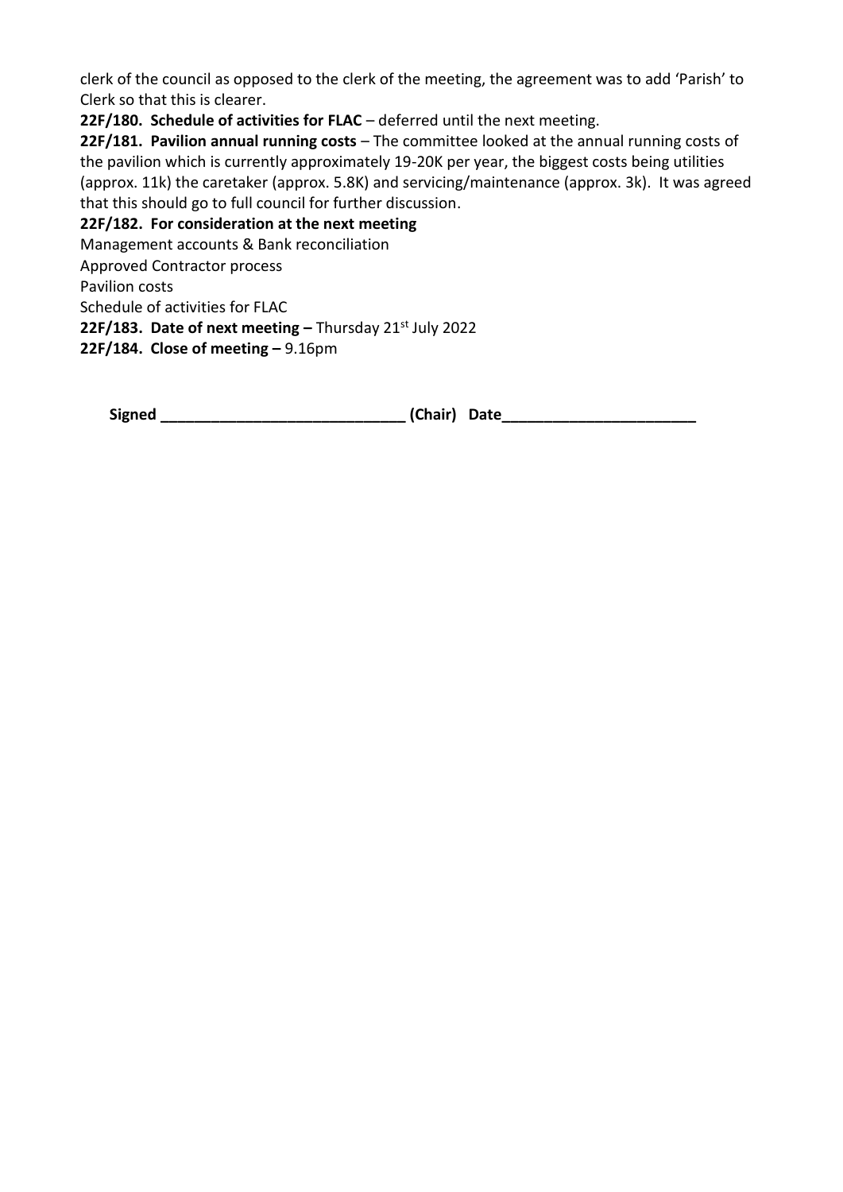clerk of the council as opposed to the clerk of the meeting, the agreement was to add 'Parish' to Clerk so that this is clearer.

**22F/180. Schedule of activities for FLAC** – deferred until the next meeting.

**22F/181. Pavilion annual running costs** – The committee looked at the annual running costs of the pavilion which is currently approximately 19-20K per year, the biggest costs being utilities (approx. 11k) the caretaker (approx. 5.8K) and servicing/maintenance (approx. 3k). It was agreed that this should go to full council for further discussion.

**22F/182. For consideration at the next meeting**

Management accounts & Bank reconciliation

Approved Contractor process

Pavilion costs

Schedule of activities for FLAC

**22F/183. Date of next meeting –** Thursday 21st July 2022

**22F/184. Close of meeting –** 9.16pm

**Signed _____________________________ (Chair) Date_______________________**